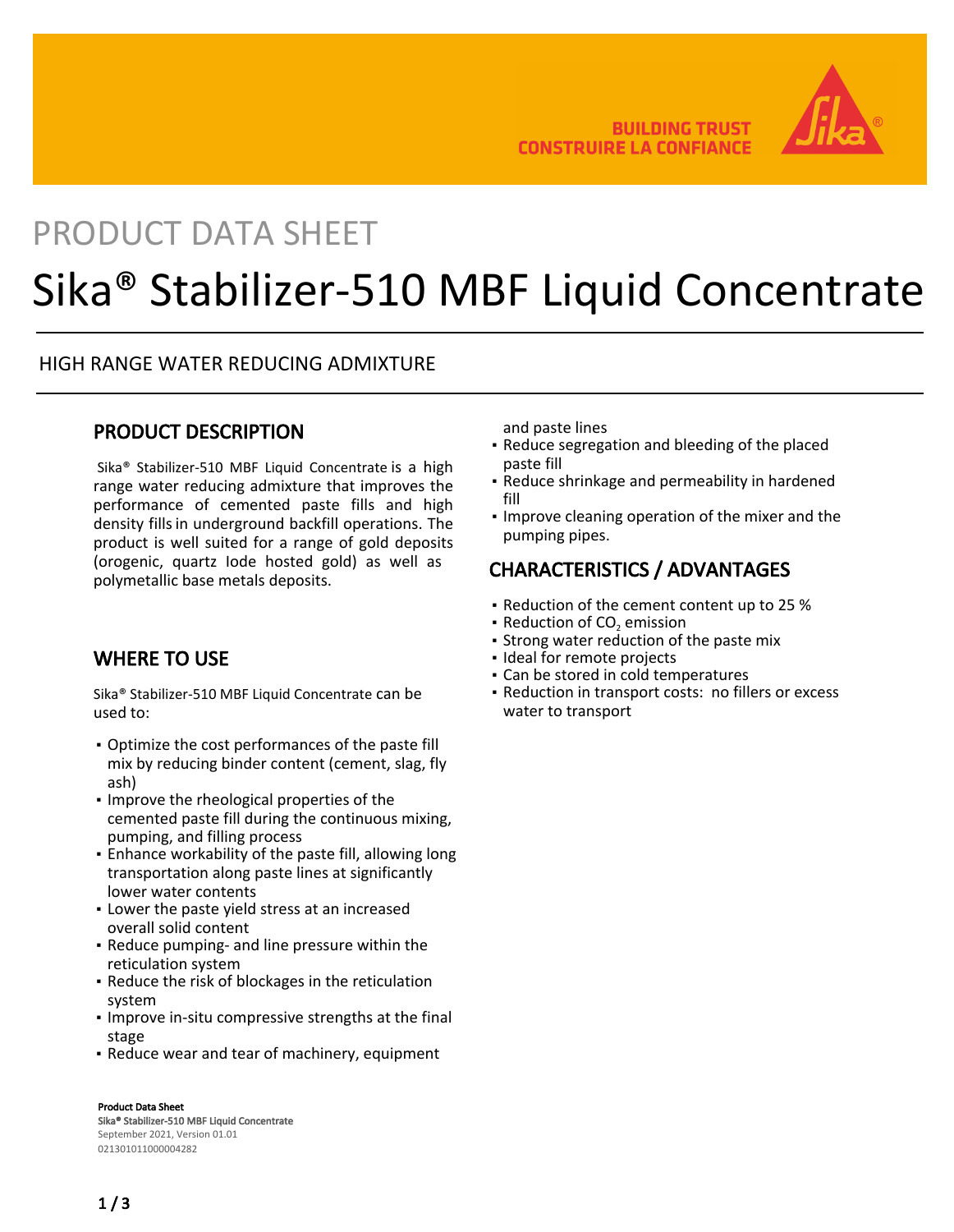BUILDING TRUST
CONSTRUIRE LA CONFIANCE

PRODUCT DATA SHEET

# Sika® Stabilizer-510 MBF Liquid Concentrate

HIGH RANGE WATER REDUCING ADMIXTURE

## PRODUCT DESCRIPTION

Sika® Stabilizer-510 MBF Liquid Concentrate is a high range water reducing admixture that improves the performance of cemented paste fills and high density fills in underground backfill operations. The product is well suited for a range of gold deposits (orogenic, quartz lode hosted gold) as well as polymetallic base metals deposits.

## WHERE TO USE

Sika® Stabilizer-510 MBF Liquid Concentrate can be used to:

- Optimize the cost performances of the paste fill mix by reducing binder content (cement, slag, fly ash)
- Improve the rheological properties of the cemented paste fill during the continuous mixing, pumping, and filling process
- Enhance workability of the paste fill, allowing long transportation along paste lines at significantly lower water contents
- Lower the paste yield stress at an increased overall solid content
- Reduce pumping- and line pressure within the reticulation system
- Reduce the risk of blockages in the reticulation system
- Improve in-situ compressive strengths at the final stage
- Reduce wear and tear of machinery, equipment and paste lines
- Reduce segregation and bleeding of the placed paste fill
- Reduce shrinkage and permeability in hardened fill
- Improve cleaning operation of the mixer and the pumping pipes.

## CHARACTERISTICS / ADVANTAGES

- Reduction of the cement content up to 25 %
- Reduction of $CO_2$ emission
- Strong water reduction of the paste mix
- Ideal for remote projects
- Can be stored in cold temperatures
- Reduction in transport costs: no fillers or excess water to transport

**Product Data Sheet**
**Sika® Stabilizer-510 MBF Liquid Concentrate**
September 2021, Version 01.01
021301011000004282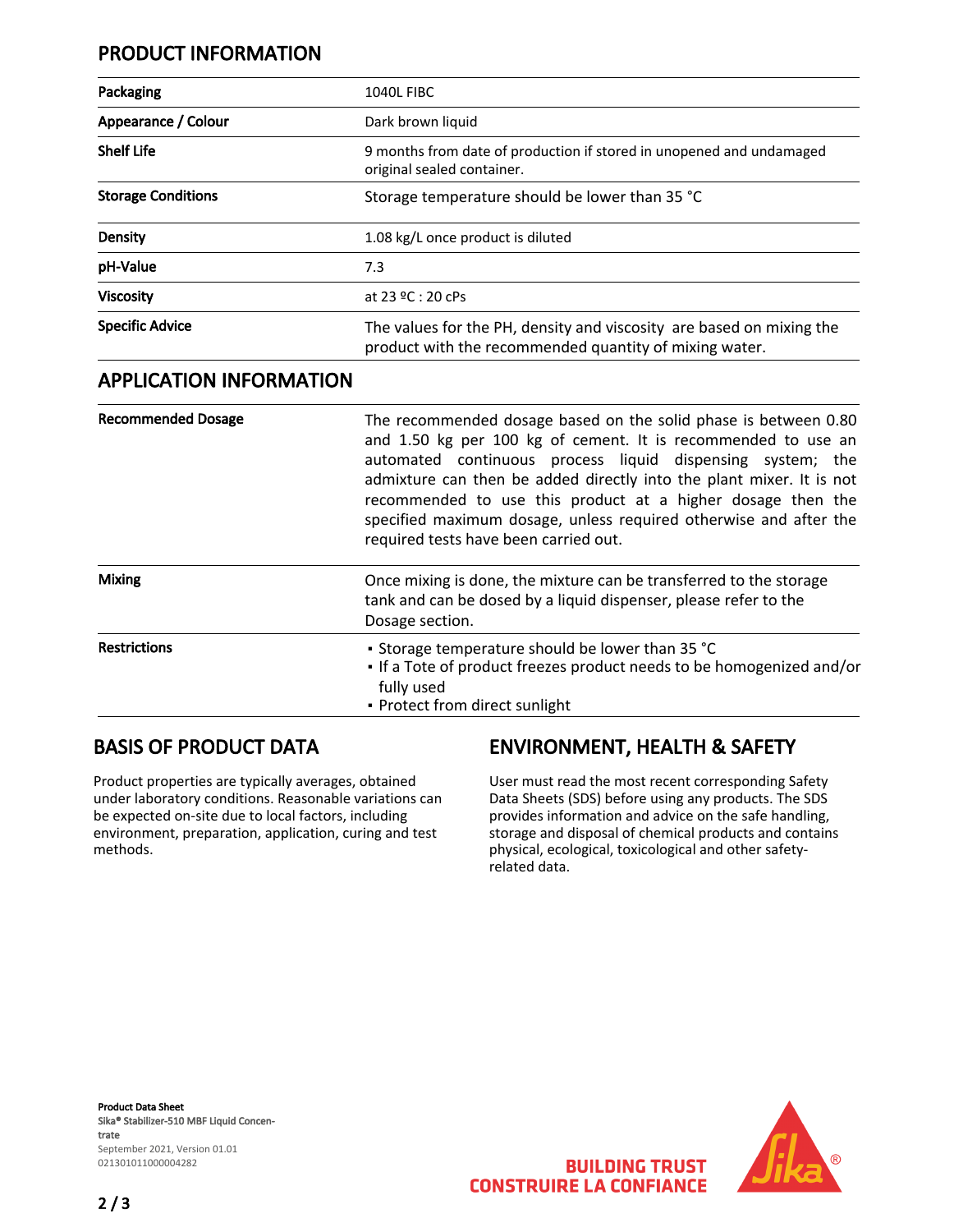## PRODUCT INFORMATION

| | |
|---|---|
| **Packaging** | 1040L FIBC |
| **Appearance / Colour** | Dark brown liquid |
| **Shelf Life** | 9 months from date of production if stored in unopened and undamaged original sealed container. |
| **Storage Conditions** | Storage temperature should be lower than 35 °C |
| **Density** | 1.08 kg/L once product is diluted |
| **pH-Value** | 7.3 |
| **Viscosity** | at 23 ºC : 20 cPs |
| **Specific Advice** | The values for the PH, density and viscosity are based on mixing the product with the recommended quantity of mixing water. |

## APPLICATION INFORMATION

| | |
|---|---|
| **Recommended Dosage** | The recommended dosage based on the solid phase is between 0.80 and 1.50 kg per 100 kg of cement. It is recommended to use an automated continuous process liquid dispensing system; the admixture can then be added directly into the plant mixer. It is not recommended to use this product at a higher dosage then the specified maximum dosage, unless required otherwise and after the required tests have been carried out. |
| **Mixing** | Once mixing is done, the mixture can be transferred to the storage tank and can be dosed by a liquid dispenser, please refer to the Dosage section. |
| **Restrictions** | ▪ Storage temperature should be lower than 35 °C<br>▪ If a Tote of product freezes product needs to be homogenized and/or fully used<br>▪ Protect from direct sunlight |

## BASIS OF PRODUCT DATA

Product properties are typically averages, obtained under laboratory conditions. Reasonable variations can be expected on-site due to local factors, including environment, preparation, application, curing and test methods.

## ENVIRONMENT, HEALTH & SAFETY

User must read the most recent corresponding Safety Data Sheets (SDS) before using any products. The SDS provides information and advice on the safe handling, storage and disposal of chemical products and contains physical, ecological, toxicological and other safety-related data.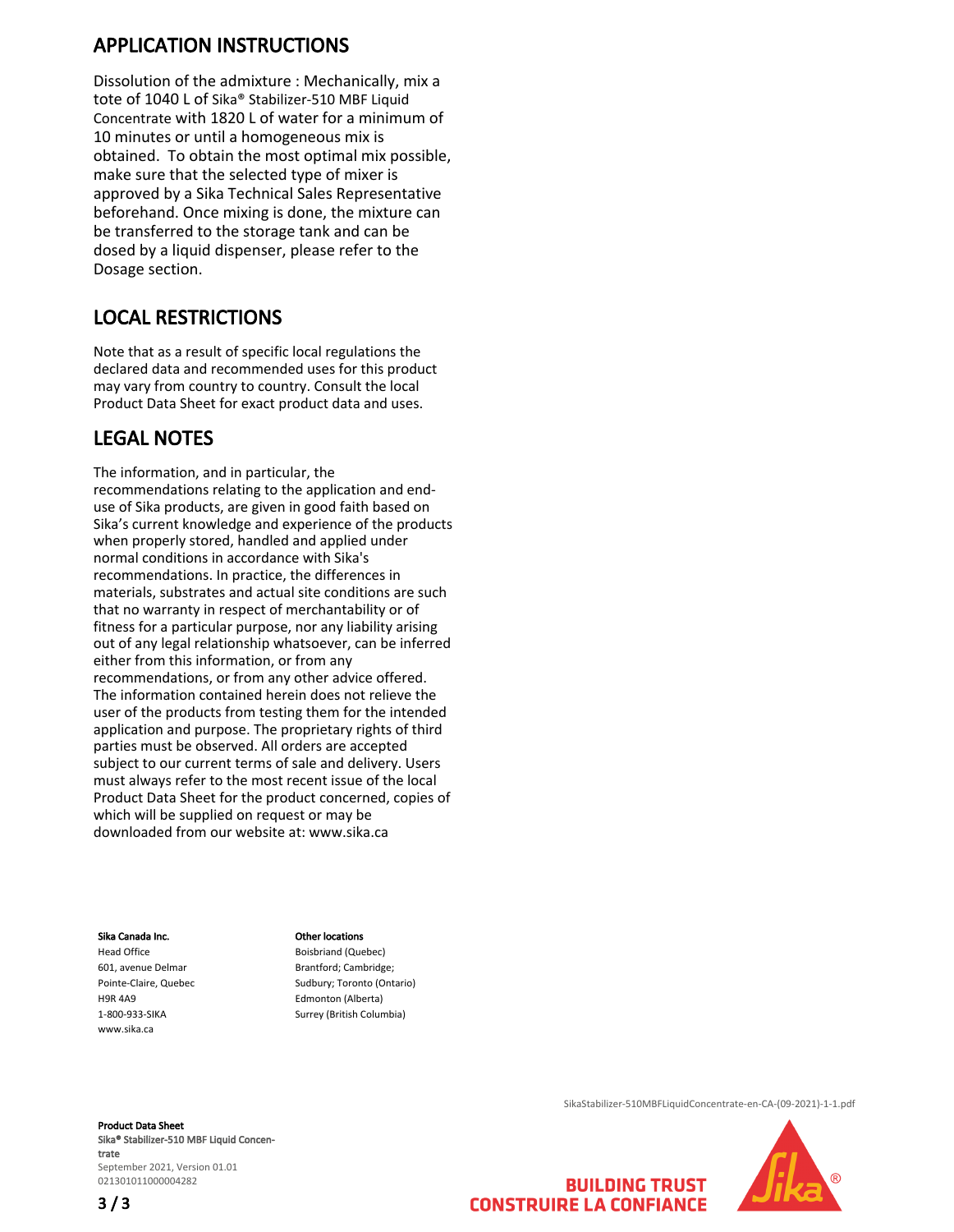## APPLICATION INSTRUCTIONS

Dissolution of the admixture : Mechanically, mix a tote of 1040 L of Sika® Stabilizer-510 MBF Liquid Concentrate with 1820 L of water for a minimum of 10 minutes or until a homogeneous mix is obtained. To obtain the most optimal mix possible, make sure that the selected type of mixer is approved by a Sika Technical Sales Representative beforehand. Once mixing is done, the mixture can be transferred to the storage tank and can be dosed by a liquid dispenser, please refer to the Dosage section.

## LOCAL RESTRICTIONS

Note that as a result of specific local regulations the declared data and recommended uses for this product may vary from country to country. Consult the local Product Data Sheet for exact product data and uses.

## LEGAL NOTES

The information, and in particular, the recommendations relating to the application and end-use of Sika products, are given in good faith based on Sika's current knowledge and experience of the products when properly stored, handled and applied under normal conditions in accordance with Sika's recommendations. In practice, the differences in materials, substrates and actual site conditions are such that no warranty in respect of merchantability or of fitness for a particular purpose, nor any liability arising out of any legal relationship whatsoever, can be inferred either from this information, or from any recommendations, or from any other advice offered. The information contained herein does not relieve the user of the products from testing them for the intended application and purpose. The proprietary rights of third parties must be observed. All orders are accepted subject to our current terms of sale and delivery. Users must always refer to the most recent issue of the local Product Data Sheet for the product concerned, copies of which will be supplied on request or may be downloaded from our website at: www.sika.ca

**Sika Canada Inc.**
Head Office
601, avenue Delmar
Pointe-Claire, Quebec
H9R 4A9
1-800-933-SIKA
www.sika.ca

**Other locations**
Boisbriand (Quebec)
Brantford; Cambridge;
Sudbury; Toronto (Ontario)
Edmonton (Alberta)
Surrey (British Columbia)

SikaStabilizer-510MBFLiquidConcentrate-en-CA-(09-2021)-1-1.pdf

**Product Data Sheet**
**Sika® Stabilizer-510 MBF Liquid Concentrate**
September 2021, Version 01.01
021301011000004282

BUILDING TRUST
CONSTRUIRE LA CONFIANCE